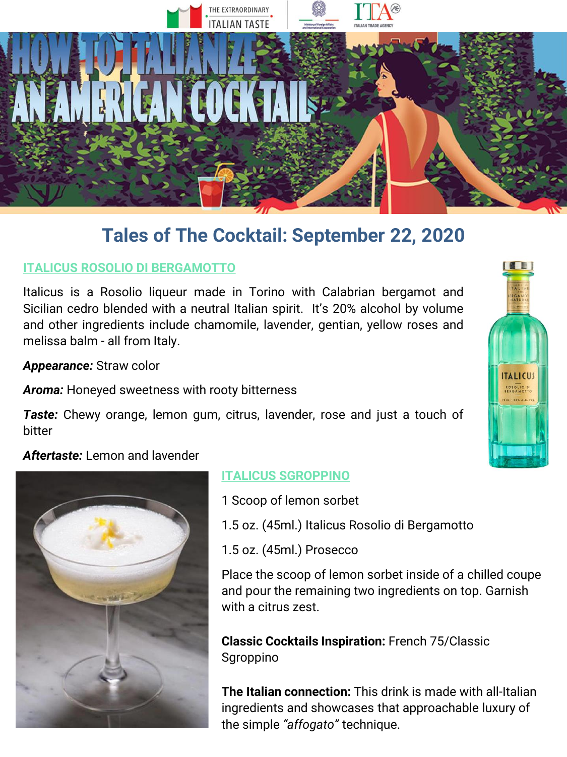# HOW TO ITALIANIZE AN AMERICAN COCKTAIL

## Tales of The Cocktail: September 22, 2020

### ITALICUS ROSOLIO DI BERGAMOTTO

Italicus is a Rosolio liqueur made in Torino with Calabrian bergamot and Sicilian cedro blended with a neutral Italian spirit. It's 20% alcohol by volume and other ingredients include chamomile, lavender, gentian, yellow roses and melissa balm - all from Italy.

***Appearance:*** Straw color

***Aroma:*** Honeyed sweetness with rooty bitterness

***Taste:*** Chewy orange, lemon gum, citrus, lavender, rose and just a touch of bitter

***Aftertaste:*** Lemon and lavender

### ITALICUS SGROPPINO

1 Scoop of lemon sorbet

1.5 oz. (45ml.) Italicus Rosolio di Bergamotto

1.5 oz. (45ml.) Prosecco

Place the scoop of lemon sorbet inside of a chilled coupe and pour the remaining two ingredients on top. Garnish with a citrus zest.

**Classic Cocktails Inspiration:** French 75/Classic Sgroppino

**The Italian connection:** This drink is made with all-Italian ingredients and showcases that approachable luxury of the simple *"affogato"* technique.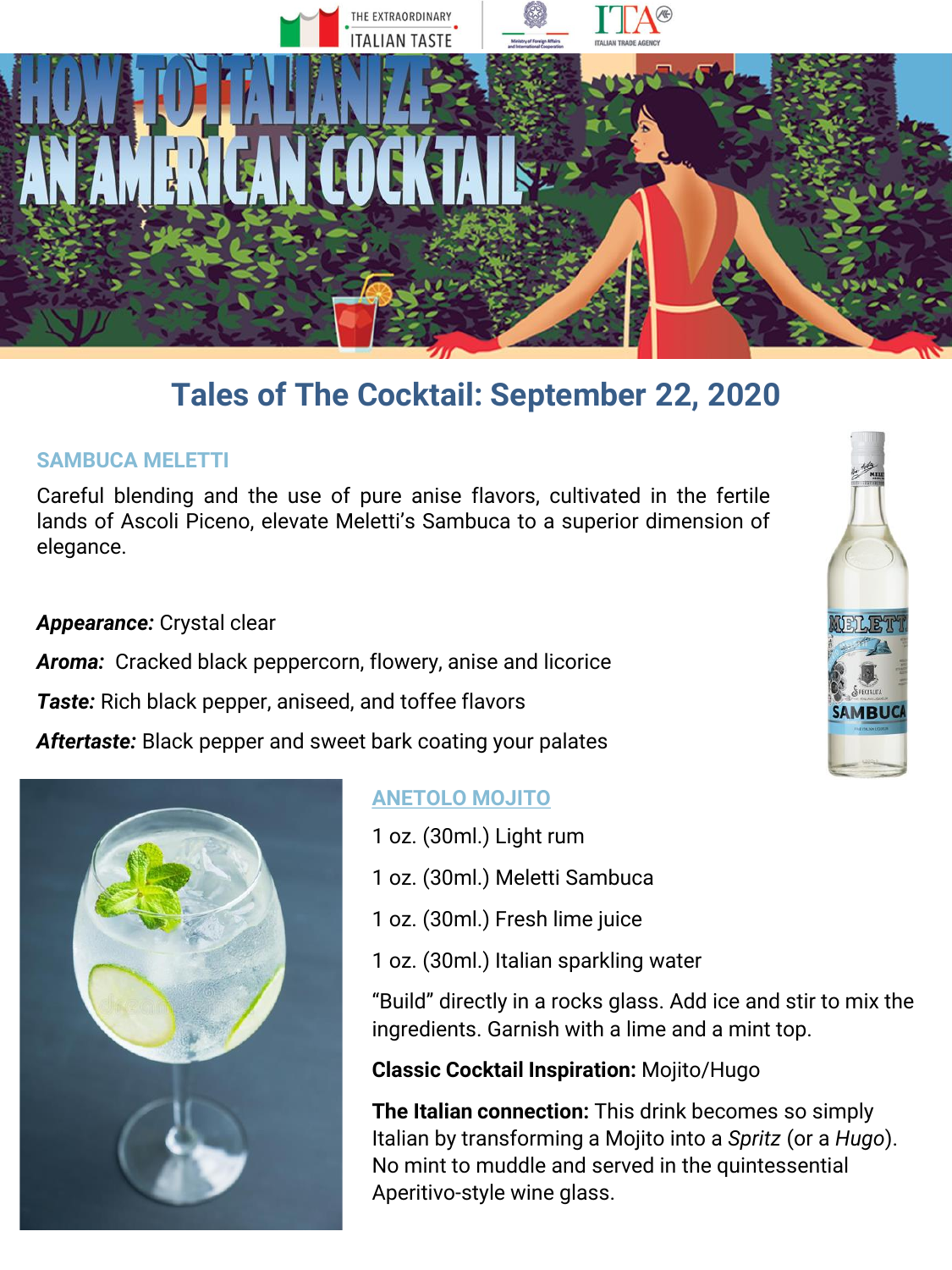# HOW TO ITALIANIZE AN AMERICAN COCKTAIL

## Tales of The Cocktail: September 22, 2020

### SAMBUCA MELETTI

Careful blending and the use of pure anise flavors, cultivated in the fertile lands of Ascoli Piceno, elevate Meletti's Sambuca to a superior dimension of elegance.

***Appearance:*** Crystal clear

***Aroma:*** Cracked black peppercorn, flowery, anise and licorice

***Taste:*** Rich black pepper, aniseed, and toffee flavors

***Aftertaste:*** Black pepper and sweet bark coating your palates

### ANETOLO MOJITO

1 oz. (30ml.) Light rum

1 oz. (30ml.) Meletti Sambuca

1 oz. (30ml.) Fresh lime juice

1 oz. (30ml.) Italian sparkling water

"Build" directly in a rocks glass. Add ice and stir to mix the ingredients. Garnish with a lime and a mint top.

**Classic Cocktail Inspiration:** Mojito/Hugo

**The Italian connection:** This drink becomes so simply Italian by transforming a Mojito into a *Spritz* (or a *Hugo*). No mint to muddle and served in the quintessential Aperitivo-style wine glass.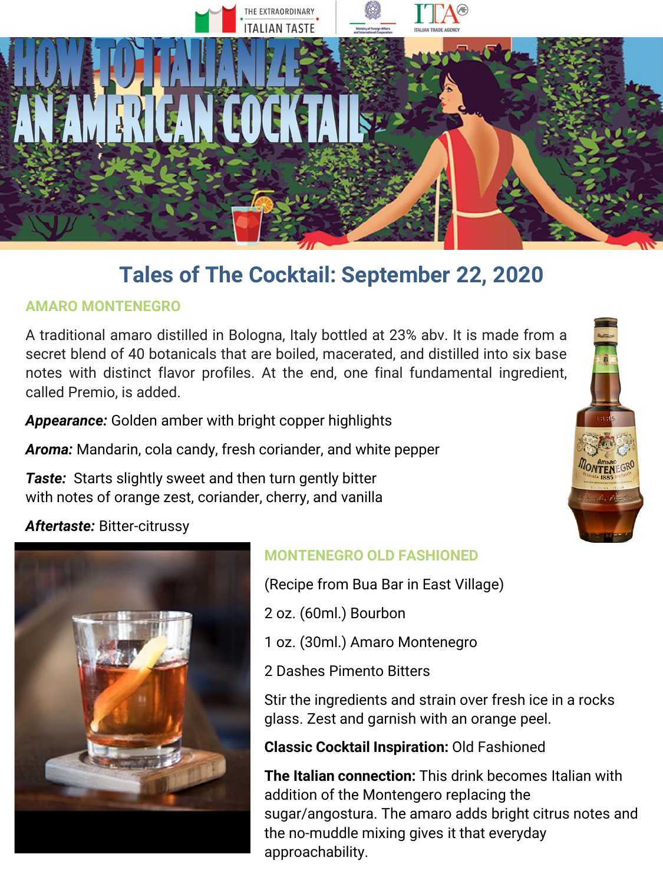# HOW TO ITALIANIZE AN AMERICAN COCKTAIL

## Tales of The Cocktail: September 22, 2020

### AMARO MONTENEGRO

A traditional amaro distilled in Bologna, Italy bottled at 23% abv. It is made from a secret blend of 40 botanicals that are boiled, macerated, and distilled into six base notes with distinct flavor profiles. At the end, one final fundamental ingredient, called Premio, is added.

***Appearance:*** Golden amber with bright copper highlights

***Aroma:*** Mandarin, cola candy, fresh coriander, and white pepper

***Taste:*** Starts slightly sweet and then turn gently bitter with notes of orange zest, coriander, cherry, and vanilla

***Aftertaste:*** Bitter-citrussy

### MONTENEGRO OLD FASHIONED

(Recipe from Bua Bar in East Village)

2 oz. (60ml.) Bourbon

1 oz. (30ml.) Amaro Montenegro

2 Dashes Pimento Bitters

Stir the ingredients and strain over fresh ice in a rocks glass. Zest and garnish with an orange peel.

**Classic Cocktail Inspiration:** Old Fashioned

**The Italian connection:** This drink becomes Italian with addition of the Montengero replacing the sugar/angostura. The amaro adds bright citrus notes and the no-muddle mixing gives it that everyday approachability.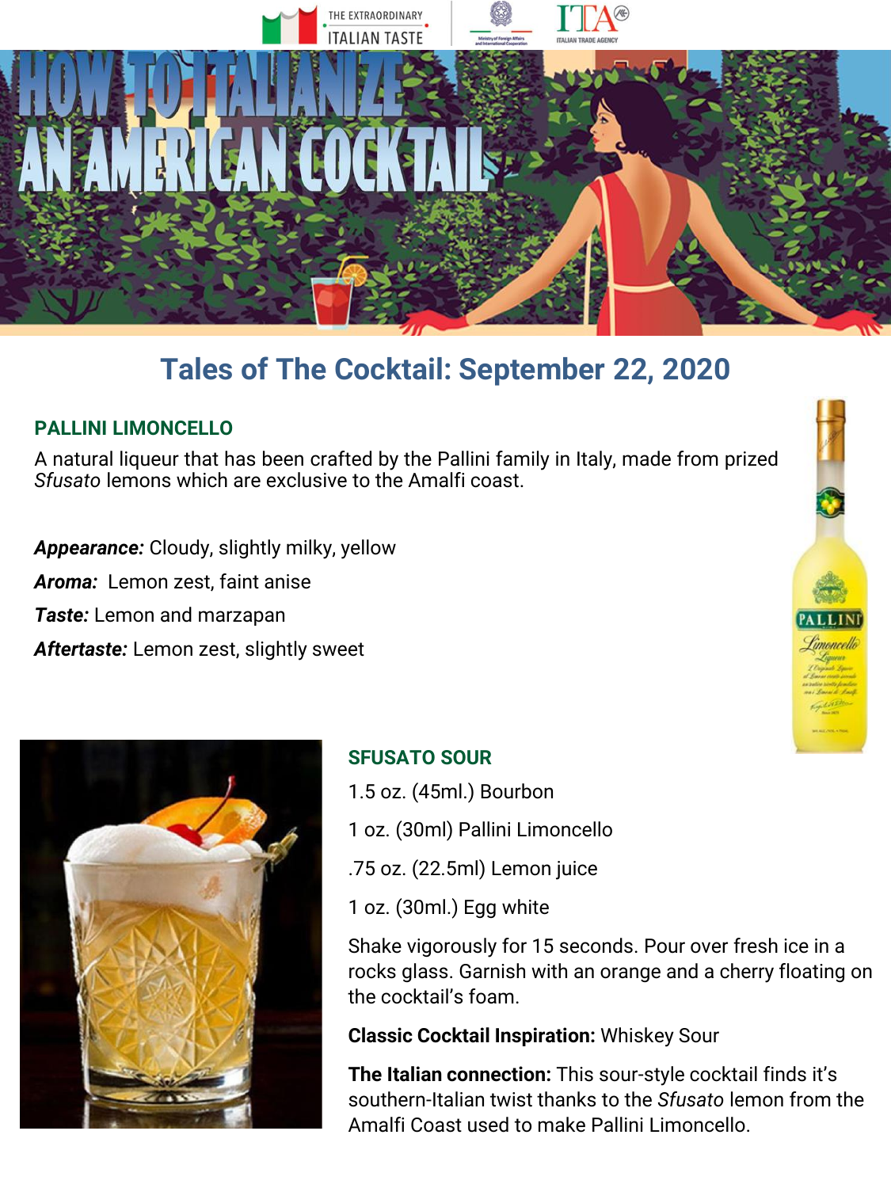THE EXTRAORDINARY ITALIAN TASTE

# HOW TO ITALIANIZE AN AMERICAN COCKTAIL

## Tales of The Cocktail: September 22, 2020

### PALLINI LIMONCELLO

A natural liqueur that has been crafted by the Pallini family in Italy, made from prized *Sfusato* lemons which are exclusive to the Amalfi coast.

***Appearance:*** Cloudy, slightly milky, yellow

***Aroma:*** Lemon zest, faint anise

***Taste:*** Lemon and marzapan

***Aftertaste:*** Lemon zest, slightly sweet

### SFUSATO SOUR

1.5 oz. (45ml.) Bourbon

1 oz. (30ml) Pallini Limoncello

.75 oz. (22.5ml) Lemon juice

1 oz. (30ml.) Egg white

Shake vigorously for 15 seconds. Pour over fresh ice in a rocks glass. Garnish with an orange and a cherry floating on the cocktail's foam.

**Classic Cocktail Inspiration:** Whiskey Sour

**The Italian connection:** This sour-style cocktail finds it's southern-Italian twist thanks to the *Sfusato* lemon from the Amalfi Coast used to make Pallini Limoncello.